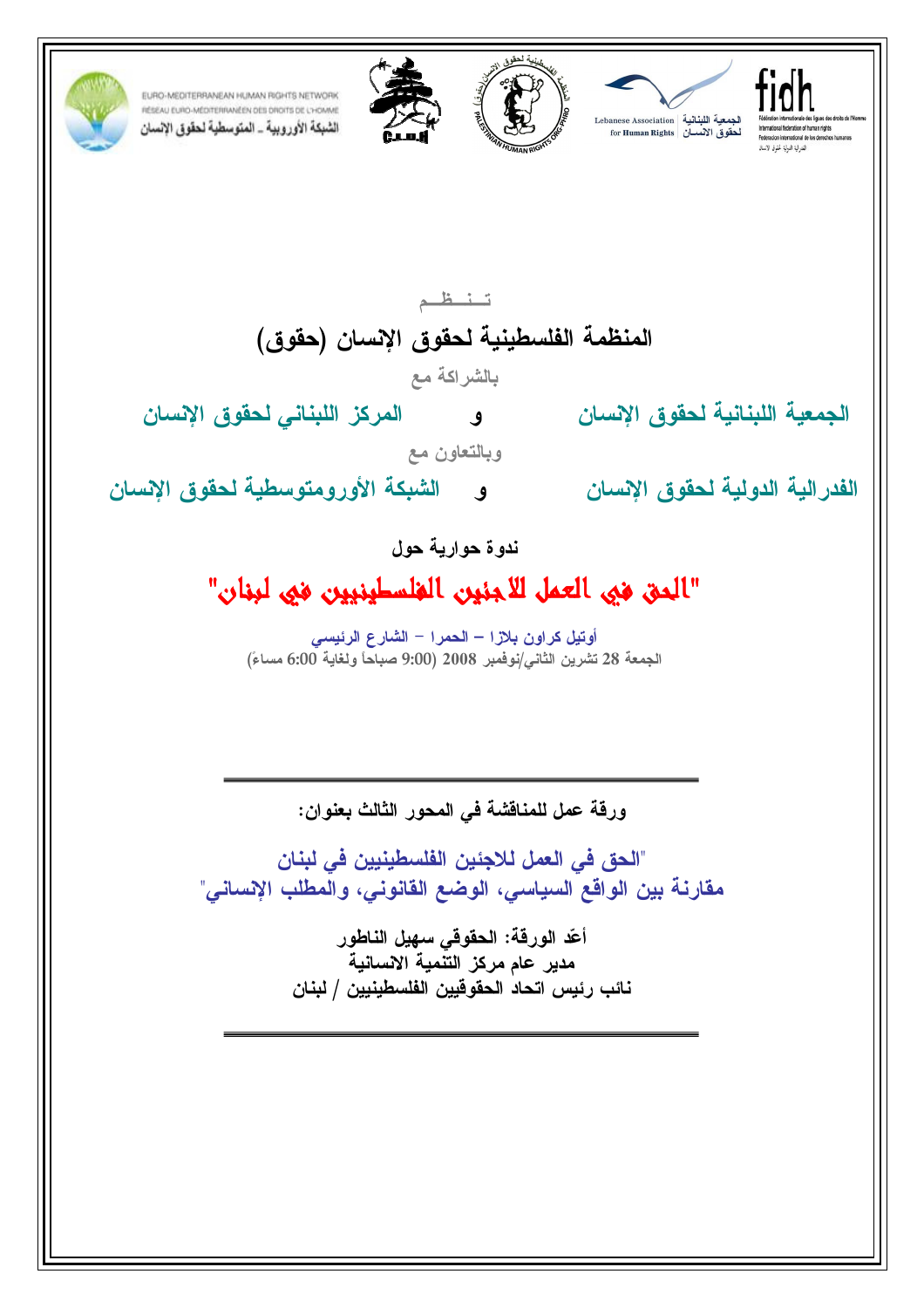EURO-MEDITERRANEAN HUMAN RIGHTS NETWORK
RÉSEAU EURO-MÉDITERRANÉEN DES DROITS DE L'HOMME
الشبكة الأوروبية ـ المتوسطية لحقوق الإنسان

Lebanese Association for Human Rights
الجمعية اللبنانية لحقوق الانسان

fidh

تـنـظـم

## المنظمة الفلسطينية لحقوق الإنسان (حقوق)

بالشراكة مع

**الجمعية اللبنانية لحقوق الإنسان** و **المركز اللبناني لحقوق الإنسان**

وبالتعاون مع

**الفدرالية الدولية لحقوق الإنسان** و **الشبكة الأورومتوسطية لحقوق الإنسان**

**ندوة حوارية حول**

# "الحق في العمل للاجئين الفلسطينيين في لبنان"

أوتيل كراون بلازا – الحمرا – الشارع الرئيسي

الجمعة 28 تشرين الثاني/نوفمبر 2008 (9:00 صباحاً ولغاية 6:00 مساءً)

---

**ورقة عمل للمناقشة في المحور الثالث بعنوان:**

**"الحق في العمل للاجئين الفلسطينيين في لبنان**
**مقارنة بين الواقع السياسي، الوضع القانوني، والمطلب الإنساني"**

**أعّد الورقة: الحقوقي سهيل الناطور**
**مدير عام مركز التنمية الانسانية**
**نائب رئيس اتحاد الحقوقيين الفلسطينيين / لبنان**

---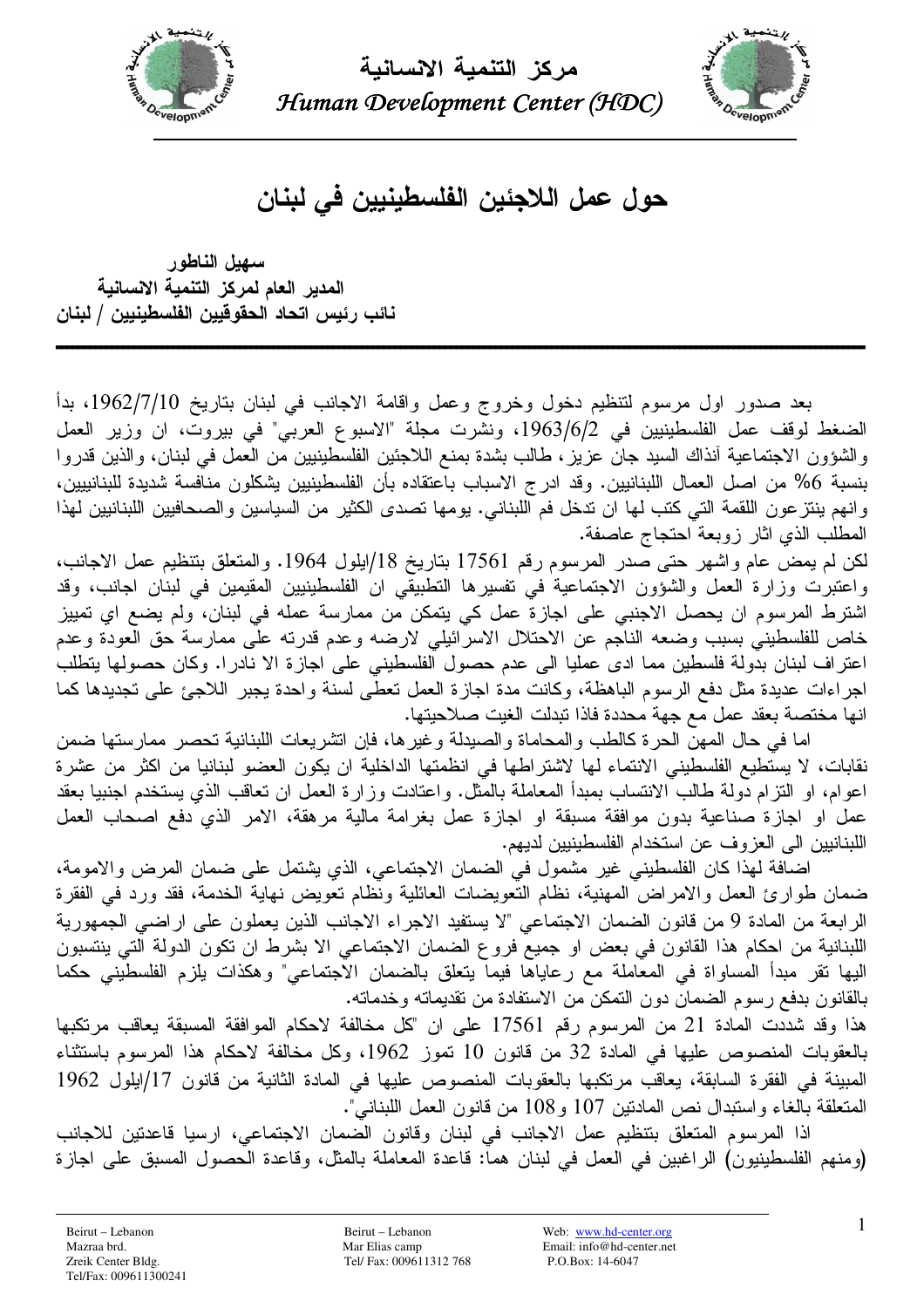# حول عمل اللاجئين الفلسطينيين في لبنان

**سهيل الناطور**
**المدير العام لمركز التنمية الانسانية**
**نائب رئيس اتحاد الحقوقيين الفلسطينيين / لبنان**

---

بعد صدور اول مرسوم لتنظيم دخول وخروج وعمل واقامة الاجانب في لبنان بتاريخ 1962/7/10، بدأ الضغط لوقف عمل الفلسطينيين في 1963/6/2، ونشرت مجلة "الاسبوع العربي" في بيروت، ان وزير العمل والشؤون الاجتماعية آنذاك السيد جان عزيز، طالب بشدة بمنع اللاجئين الفلسطينيين من العمل في لبنان، والذين قدروا بنسبة 6% من اصل العمال اللبنانيين. وقد ادرج الاسباب باعتقاده بأن الفلسطينيين يشكلون منافسة شديدة للبنانيين، وانهم ينتزعون اللقمة التي كتب لها ان تدخل فم اللبناني. يومها تصدى الكثير من السياسين والصحافيين اللبنانيين لهذا المطلب الذي اثار زوبعة احتجاج عاصفة.

لكن لم يمض عام واشهر حتى صدر المرسوم رقم 17561 بتاريخ 18/ايلول 1964. والمتعلق بتنظيم عمل الاجانب، واعتبرت وزارة العمل والشؤون الاجتماعية في تفسيرها التطبيقي ان الفلسطينيين المقيمين في لبنان اجانب، وقد اشترط المرسوم ان يحصل الاجنبي على اجازة عمل كي يتمكن من ممارسة عمله في لبنان، ولم يضع اي تمييز خاص للفلسطيني بسبب وضعه الناجم عن الاحتلال الاسرائيلي لارضه وعدم قدرته على ممارسة حق العودة وعدم اعتراف لبنان بدولة فلسطين مما ادى عمليا الى عدم حصول الفلسطيني على اجازة الا نادرا. وكان حصولها يتطلب اجراءات عديدة مثل دفع الرسوم الباهظة، وكانت مدة اجازة العمل تعطى لسنة واحدة يجبر اللاجئ على تجديدها كما انها مختصة بعقد عمل مع جهة محددة فاذا تبدلت الغيت صلاحيتها.

اما في حال المهن الحرة كالطب والمحاماة والصيدلة وغيرها، فإن اتشريعات اللبنانية تحصر ممارستها ضمن نقابات، لا يستطيع الفلسطيني الانتماء لها لاشتراطها في انظمتها الداخلية ان يكون العضو لبنانيا من اكثر من عشرة اعوام، او التزام دولة طالب الانتساب بمبدأ المعاملة بالمثل. واعتادت وزارة العمل ان تعاقب الذي يستخدم اجنبيا بعقد عمل او اجازة صناعية بدون موافقة مسبقة او اجازة عمل بغرامة مالية مرهقة، الامر الذي دفع اصحاب العمل اللبنانيين الى العزوف عن استخدام الفلسطينيين لديهم.

اضافة لهذا كان الفلسطيني غير مشمول في الضمان الاجتماعي، الذي يشتمل على ضمان المرض والامومة، ضمان طوارئ العمل والامراض المهنية، نظام التعويضات العائلية ونظام تعويض نهاية الخدمة، فقد ورد في الفقرة الرابعة من المادة 9 من قانون الضمان الاجتماعي "لا يستفيد الاجراء الاجانب الذين يعملون على اراضي الجمهورية اللبنانية من احكام هذا القانون في بعض او جميع فروع الضمان الاجتماعي الا بشرط ان تكون الدولة التي ينتسبون اليها تقر مبدأ المساواة في المعاملة مع رعاياها فيما يتعلق بالضمان الاجتماعي" وهكذات يلزم الفلسطيني حكما بالقانون بدفع رسوم الضمان دون التمكن من الاستفادة من تقديماته وخدماته.

هذا وقد شددت المادة 21 من المرسوم رقم 17561 على ان "كل مخالفة لاحكام الموافقة المسبقة يعاقب مرتكبها بالعقوبات المنصوص عليها في المادة 32 من قانون 10 تموز 1962، وكل مخالفة لاحكام هذا المرسوم باستثناء المبينة في الفقرة السابقة، يعاقب مرتكبها بالعقوبات المنصوص عليها في المادة الثانية من قانون 17/ايلول 1962 المتعلقة بالغاء واستبدال نص المادتين 107 و108 من قانون العمل اللبناني".

اذا المرسوم المتعلق بتنظيم عمل الاجانب في لبنان وقانون الضمان الاجتماعي، ارسيا قاعدتين للاجانب (ومنهم الفلسطينيون) الراغبين في العمل في لبنان هما: قاعدة المعاملة بالمثل، وقاعدة الحصول المسبق على اجازة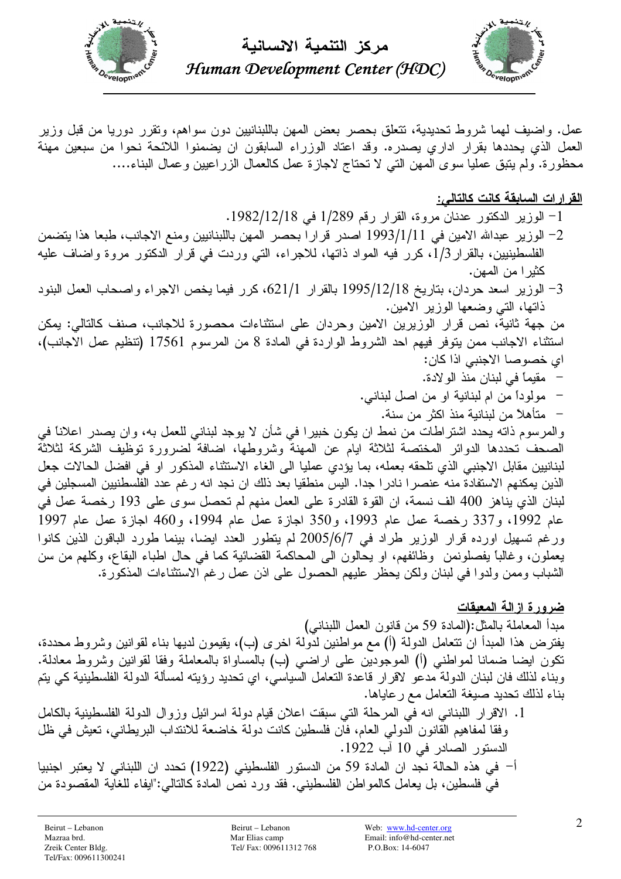عمل. واضيف لهما شروط تحديدية، تتعلق بحصر بعض المهن باللبنانيين دون سواهم، وتقرر دوريا من قبل وزير العمل الذي يحددها بقرار اداري يصدره. وقد اعتاد الوزراء السابقون ان يضمنوا اللائحة نحوا من سبعين مهنة محظورة. ولم يتبق عمليا سوى المهن التي لا تحتاج لاجازة عمل كالعمال الزراعيين وعمال البناء....

**القرارات السابقة كانت كالتالي:**

1- الوزير الدكتور عدنان مروة، القرار رقم 1/289 في 1982/12/18.

2- الوزير عبدالله الامين في 1993/1/11 اصدر قرارا بحصر المهن باللبنانيين ومنع الاجانب، طبعا هذا يتضمن الفلسطينيين، بالقرار 1/3، كرر فيه المواد ذاتها، للاجراء، التي وردت في قرار الدكتور مروة واضاف عليه كثيرا من المهن.

3- الوزير اسعد حردان، بتاريخ 1995/12/18 بالقرار 621/1، كرر فيما يخص الاجراء واصحاب العمل البنود ذاتها، التي وضعها الوزير الامين.

من جهة ثانية، نص قرار الوزيرين الامين وحردان على استثناءات محصورة للاجانب، صنف كالتالي: يمكن استثناء الاجانب ممن يتوفر فيهم احد الشروط الواردة في المادة 8 من المرسوم 17561 (تنظيم عمل الاجانب)، اي خصوصا الاجنبي اذا كان:

- مقيماً في لبنان منذ الولادة.
- مولوداً من ام لبنانية او من اصل لبناني.
- متأهلاً من لبنانية منذ اكثر من سنة.

والمرسوم ذاته يحدد اشتراطات من نمط ان يكون خبيرا في شأن لا يوجد لبناني للعمل به، وان يصدر اعلاناً في الصحف تحددها الدوائر المختصة لثلاثة ايام عن المهنة وشروطها، اضافة لضرورة توظيف الشركة لثلاثة لبنانيين مقابل الاجنبي الذي تلحقه بعمله، بما يؤدي عمليا الى الغاء الاستثناء المذكور او في افضل الحالات جعل الذين يمكنهم الاستفادة منه عنصرا نادرا جدا. أليس منطقيا بعد ذلك ان نجد انه رغم عدد الفلسطنيين المسجلين في لبنان الذي يناهز 400 الف نسمة، ان القوة القادرة على العمل منهم لم تحصل سوى على 193 رخصة عمل في عام 1992، و337 رخصة عمل عام 1993، و350 اجازة عمل عام 1994، و460 اجازة عمل عام 1997 ورغم تسهيل اورده قرار الوزير طراد في 2005/6/7 لم يتطور العدد ايضا، بينما طورد الباقون الذين كانوا يعملون، وغالباً يفصلونمن وظائفهم، او يحالون الى المحاكمة القضائية كما في حال اطباء البقاع، وكلهم من سن الشباب وممن ولدوا في لبنان ولكن يحظر عليهم الحصول على اذن عمل رغم الاستثناءات المذكورة.

**ضرورة ازالة المعيقات**

مبدأ المعاملة بالمثل:(المادة 59 من قانون العمل اللبناني)

يفترض هذا المبدأ ان تتعامل الدولة (أ) مع مواطنين لدولة اخرى (ب)، يقيمون لديها بناء لقوانين وشروط محددة، تكون ايضا ضمانا لمواطني (أ) الموجودين على اراضي (ب) بالمساواة بالمعاملة وفقا لقوانين وشروط معادلة. وبناء لذلك فان لبنان الدولة مدعو لاقرار قاعدة التعامل السياسي، اي تحديد رؤيته لمسألة الدولة الفلسطينية كي يتم بناء لذلك تحديد صيغة التعامل مع رعاياها.

1. الاقرار اللبناني انه في المرحلة التي سبقت اعلان قيام دولة اسرائيل وزوال الدولة الفلسطينية بالكامل وفقا لمفاهيم القانون الدولي العام، فان فلسطين كانت دولة خاضعة للانتداب البريطاني، تعيش في ظل الدستور الصادر في 10 آب 1922.

أ- في هذه الحالة نجد ان المادة 59 من الدستور الفلسطيني (1922) تحدد ان اللبناني لا يعتبر اجنبيا في فلسطين، بل يعامل كالمواطن الفلسطيني. فقد ورد نص المادة كالتالي:"ايفاء للغاية المقصودة من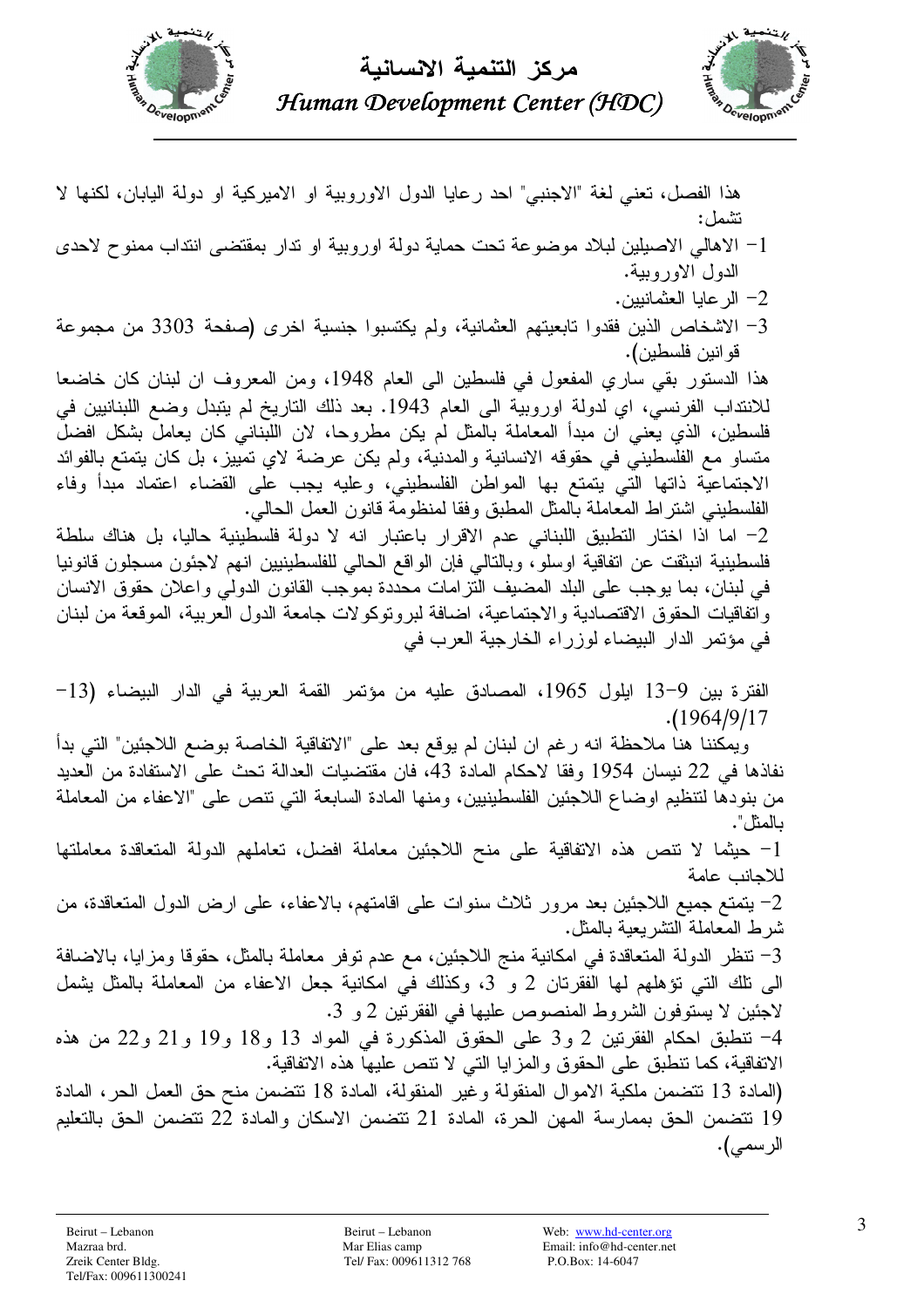هذا الفصل، تعني لغة "الاجنبي" احد رعايا الدول الاوروبية او الاميركية او دولة اليابان، لكنها لا تشمل:

1- الاهالي الاصيلين لبلاد موضوعة تحت حماية دولة اوروبية او تدار بمقتضى انتداب ممنوح لاحدى الدول الاوروبية.

2- الرعايا العثمانيين.

3- الاشخاص الذين فقدوا تابعيتهم العثمانية، ولم يكتسبوا جنسية اخرى (صفحة 3303 من مجموعة قوانين فلسطين).

هذا الدستور بقي ساري المفعول في فلسطين الى العام 1948، ومن المعروف ان لبنان كان خاضعا للانتداب الفرنسي، اي لدولة اوروبية الى العام 1943. بعد ذلك التاريخ لم يتبدل وضع اللبنانيين في فلسطين، الذي يعني ان مبدأ المعاملة بالمثل لم يكن مطروحا، لان اللبناني كان يعامل بشكل افضل متساو مع الفلسطيني في حقوقه الانسانية والمدنية، ولم يكن عرضة لاي تمييز، بل كان يتمتع بالفوائد الاجتماعية ذاتها التي يتمتع بها المواطن الفلسطيني، وعليه يجب على القضاء اعتماد مبدأ وفاء الفلسطيني اشتراط المعاملة بالمثل المطبق وفقا لمنظومة قانون العمل الحالي.

2- اما اذا اختار التطبيق اللبناني عدم الاقرار باعتبار انه لا دولة فلسطينية حاليا، بل هناك سلطة فلسطينية انبثقت عن اتفاقية اوسلو، وبالتالي فإن الواقع الحالي للفلسطينيين انهم لاجئون مسجلون قانونيا في لبنان، بما يوجب على البلد المضيف التزامات محددة بموجب القانون الدولي واعلان حقوق الانسان واتفاقيات الحقوق الاقتصادية والاجتماعية، اضافة لبروتوكولات جامعة الدول العربية، الموقعة من لبنان في مؤتمر الدار البيضاء لوزراء الخارجية العرب في

الفترة بين 9-13 ايلول 1965، المصادق عليه من مؤتمر القمة العربية في الدار البيضاء (13-1964/9/17).

ويمكننا هنا ملاحظة انه رغم ان لبنان لم يوقع بعد على "الاتفاقية الخاصة بوضع اللاجئين" التي بدأ نفاذها في 22 نيسان 1954 وفقا لاحكام المادة 43، فان مقتضيات العدالة تحث على الاستفادة من العديد من بنودها لتنظيم اوضاع اللاجئين الفلسطينيين، ومنها المادة السابعة التي تنص على "الاعفاء من المعاملة بالمثل".

1- حيثما لا تنص هذه الاتفاقية على منح اللاجئين معاملة افضل، تعاملهم الدولة المتعاقدة معاملتها للاجانب عامة

2- يتمتع جميع اللاجئين بعد مرور ثلاث سنوات على اقامتهم، بالاعفاء، على ارض الدول المتعاقدة، من شرط المعاملة التشريعية بالمثل.

3- تنظر الدولة المتعاقدة في امكانية منح اللاجئين، مع عدم توفر معاملة بالمثل، حقوقا ومزايا، بالاضافة الى تلك التي تؤهلهم لها الفقرتان 2 و 3، وكذلك في امكانية جعل الاعفاء من المعاملة بالمثل يشمل لاجئين لا يستوفون الشروط المنصوص عليها في الفقرتين 2 و 3.

4- تنطبق احكام الفقرتين 2 و3 على الحقوق المذكورة في المواد 13 و18 و19 و21 و22 من هذه الاتفاقية، كما تنطبق على الحقوق والمزايا التي لا تنص عليها هذه الاتفاقية.

(المادة 13 تتضمن ملكية الاموال المنقولة وغير المنقولة، المادة 18 تتضمن منح حق العمل الحر، المادة 19 تتضمن الحق بممارسة المهن الحرة، المادة 21 تتضمن الاسكان والمادة 22 تتضمن الحق بالتعليم الرسمي).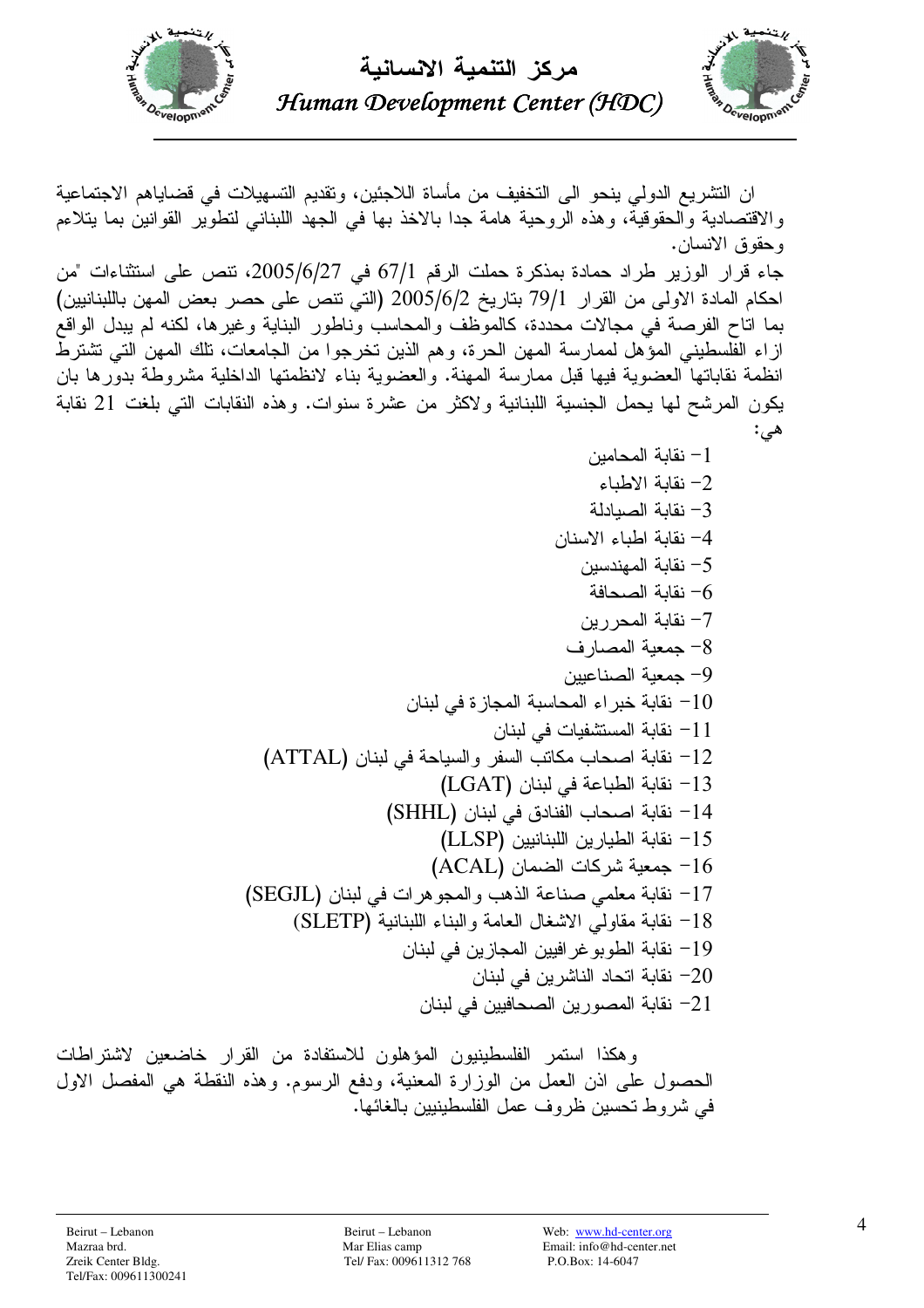ان التشريع الدولي ينحو الى التخفيف من مأساة اللاجئين، وتقديم التسهيلات في قضاياهم الاجتماعية والاقتصادية والحقوقية، وهذه الروحية هامة جدا بالاخذ بها في الجهد اللبناني لتطوير القوانين بما يتلاءم وحقوق الانسان.

جاء قرار الوزير طراد حمادة بمذكرة حملت الرقم 67/1 في 2005/6/27، تنص على استثناءات "من احكام المادة الاولى من القرار 79/1 بتاريخ 2005/6/2 (التي تنص على حصر بعض المهن باللبنانيين) بما اتاح الفرصة في مجالات محددة، كالموظف والمحاسب وناطور البناية وغيرها، لكنه لم يبدل الواقع ازاء الفلسطيني المؤهل لممارسة المهن الحرة، وهم الذين تخرجوا من الجامعات، تلك المهن التي تشترط انظمة نقاباتها العضوية فيها قبل ممارسة المهنة. والعضوية بناء لانظمتها الداخلية مشروطة بدورها بان يكون المرشح لها يحمل الجنسية اللبنانية ولاكثر من عشرة سنوات. وهذه النقابات التي بلغت 21 نقابة هي:

1- نقابة المحامين
2- نقابة الاطباء
3- نقابة الصيادلة
4- نقابة اطباء الاسنان
5- نقابة المهندسين
6- نقابة الصحافة
7- نقابة المحررين
8- جمعية المصارف
9- جمعية الصناعيين
10- نقابة خبراء المحاسبة المجازة في لبنان
11- نقابة المستشفيات في لبنان
12- نقابة اصحاب مكاتب السفر والسياحة في لبنان (ATTAL)
13- نقابة الطباعة في لبنان (LGAT)
14- نقابة اصحاب الفنادق في لبنان (SHHL)
15- نقابة الطيارين اللبنانيين (LLSP)
16- جمعية شركات الضمان (ACAL)
17- نقابة معلمي صناعة الذهب والمجوهرات في لبنان (SEGJL)
18- نقابة مقاولي الاشغال العامة والبناء اللبنانية (SLETP)
19- نقابة الطوبوغرافيين المجازين في لبنان
20- نقابة اتحاد الناشرين في لبنان
21- نقابة المصورين الصحافيين في لبنان

وهكذا استمر الفلسطينيون المؤهلون للاستفادة من القرار خاضعين لاشتراطات الحصول على اذن العمل من الوزارة المعنية، ودفع الرسوم. وهذه النقطة هي المفصل الاول في شروط تحسين ظروف عمل الفلسطينيين بالغائها.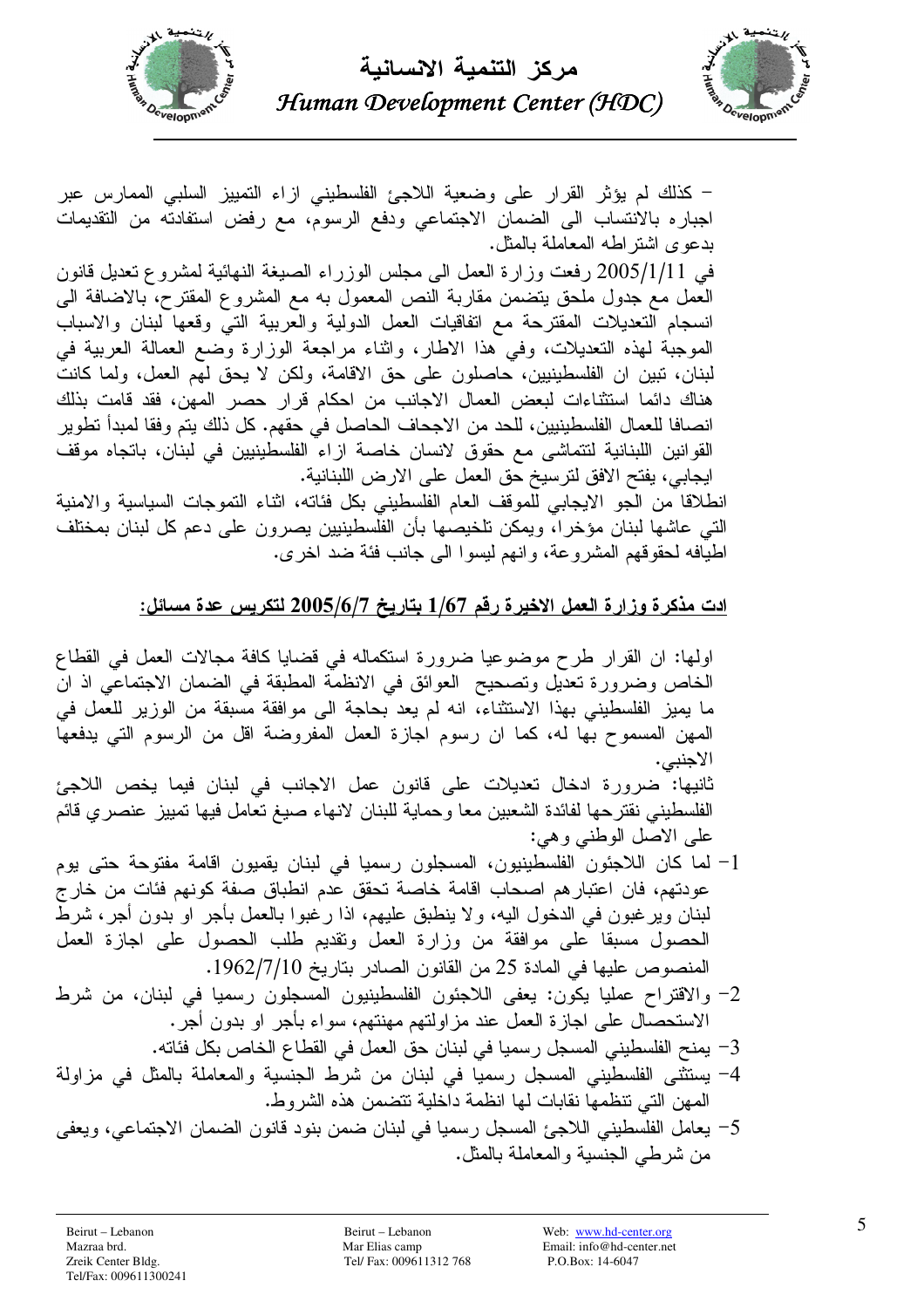– كذلك لم يؤثر القرار على وضعية اللاجئ الفلسطيني ازاء التمييز السلبي الممارس عبر اجباره بالانتساب الى الضمان الاجتماعي ودفع الرسوم، مع رفض استفادته من التقديمات بدعوى اشتراطه المعاملة بالمثل.

في 2005/1/11 رفعت وزارة العمل الى مجلس الوزراء الصيغة النهائية لمشروع تعديل قانون العمل مع جدول ملحق يتضمن مقاربة النص المعمول به مع المشروع المقترح، بالاضافة الى انسجام التعديلات المقترحة مع اتفاقيات العمل الدولية والعربية التي وقعها لبنان والاسباب الموجبة لهذه التعديلات، وفي هذا الاطار، واثناء مراجعة الوزارة وضع العمالة العربية في لبنان، تبين ان الفلسطينيين، حاصلون على حق الاقامة، ولكن لا يحق لهم العمل، ولما كانت هناك دائما استثناءات لبعض العمال الاجانب من احكام قرار حصر المهن، فقد قامت بذلك انصافا للعمال الفلسطينيين، للحد من الاجحاف الحاصل في حقهم. كل ذلك يتم وفقا لمبدأ تطوير القوانين اللبنانية لتتماشى مع حقوق لانسان خاصة ازاء الفلسطينيين في لبنان، باتجاه موقف ايجابي، يفتح الافق لترسيخ حق العمل على الارض اللبنانية.

انطلاقا من الجو الايجابي للموقف العام الفلسطيني بكل فئاته، اثناء التموجات السياسية والامنية التي عاشها لبنان مؤخرا، ويمكن تلخيصها بأن الفلسطينيين يصرون على دعم كل لبنان بمختلف اطيافه لحقوقهم المشروعة، وانهم ليسوا الى جانب فئة ضد اخرى.

**<u>ادت مذكرة وزارة العمل الاخيرة رقم 1/67 بتاريخ 2005/6/7 لتكريس عدة مسائل:</u>**

اولها: ان القرار طرح موضوعيا ضرورة استكماله في قضايا كافة مجالات العمل في القطاع الخاص وضرورة تعديل وتصحيح العوائق في الانظمة المطبقة في الضمان الاجتماعي اذ ان ما يميز الفلسطيني بهذا الاستثناء، انه لم يعد بحاجة الى موافقة مسبقة من الوزير للعمل في المهن المسموح بها له، كما ان رسوم اجازة العمل المفروضة اقل من الرسوم التي يدفعها الاجنبي.

ثانيها: ضرورة ادخال تعديلات على قانون عمل الاجانب في لبنان فيما يخص اللاجئ الفلسطيني نقترحها لفائدة الشعبين معا وحماية للبنان لانهاء صيغ تعامل فيها تمييز عنصري قائم على الاصل الوطني وهي:

1- لما كان اللاجئون الفلسطينيون، المسجلون رسميا في لبنان يقيمون اقامة مفتوحة حتى يوم عودتهم، فان اعتبارهم اصحاب اقامة خاصة تحقق عدم انطباق صفة كونهم فئات من خارج لبنان ويرغبون في الدخول اليه، ولا ينطبق عليهم، اذا رغبوا بالعمل بأجر او بدون أجر، شرط الحصول مسبقا على موافقة من وزارة العمل وتقديم طلب الحصول على اجازة العمل المنصوص عليها في المادة 25 من القانون الصادر بتاريخ 1962/7/10.
2- والاقتراح عمليا يكون: يعفى اللاجئون الفلسطينيون المسجلون رسميا في لبنان، من شرط الاستحصال على اجازة العمل عند مزاولتهم مهنتهم، سواء بأجر او بدون أجر.
3- يمنح الفلسطيني المسجل رسميا في لبنان حق العمل في القطاع الخاص بكل فئاته.
4- يستثنى الفلسطيني المسجل رسميا في لبنان من شرط الجنسية والمعاملة بالمثل في مزاولة المهن التي تنظمها نقابات لها انظمة داخلية تتضمن هذه الشروط.
5- يعامل الفلسطيني اللاجئ المسجل رسميا في لبنان ضمن بنود قانون الضمان الاجتماعي، ويعفى من شرطي الجنسية والمعاملة بالمثل.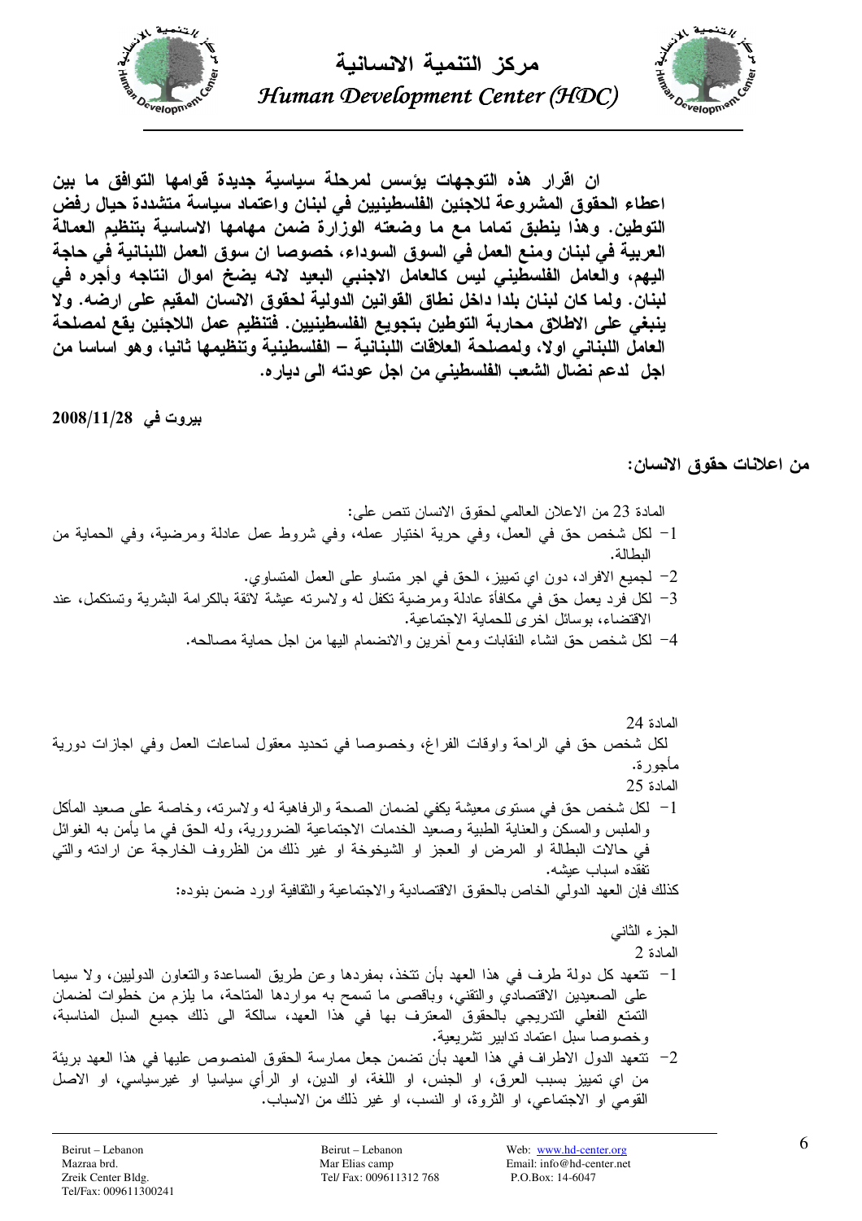**ان اقرار هذه التوجهات يؤسس لمرحلة سياسية جديدة قوامها التوافق ما بين اعطاء الحقوق المشروعة للاجئين الفلسطينيين في لبنان واعتماد سياسة متشددة حيال رفض التوطين. وهذا ينطبق تماما مع ما وضعته الوزارة ضمن مهامها الاساسية بتنظيم العمالة العربية في لبنان ومنع العمل في السوق السوداء، خصوصا ان سوق العمل اللبنانية في حاجة اليهم، والعامل الفلسطيني ليس كالعامل الاجنبي البعيد لانه يضخ اموال انتاجه وأجره في لبنان. ولما كان لبنان بلدا داخل نطاق القوانين الدولية لحقوق الانسان المقيم على ارضه. ولا ينبغي على الاطلاق محاربة التوطين بتجويع الفلسطينيين. فتنظيم عمل اللاجئين يقع لمصلحة العامل اللبناني اولا، ولمصلحة العلاقات اللبنانية – الفلسطينية وتنظيمها ثانيا، وهو اساسا من اجل لدعم نضال الشعب الفلسطيني من اجل عودته الى دياره.**

**بيروت في 2008/11/28**

## من اعلانات حقوق الانسان:

المادة 23 من الاعلان العالمي لحقوق الانسان تنص على:

1- لكل شخص حق في العمل، وفي حرية اختيار عمله، وفي شروط عمل عادلة ومرضية، وفي الحماية من البطالة.
2- لجميع الافراد، دون اي تمييز، الحق في اجر متساو على العمل المتساوي.
3- لكل فرد يعمل حق في مكافأة عادلة ومرضية تكفل له ولاسرته عيشة لائقة بالكرامة البشرية وتستكمل، عند الاقتضاء، بوسائل اخرى للحماية الاجتماعية.
4- لكل شخص حق انشاء النقابات ومع آخرين والانضمام اليها من اجل حماية مصالحه.

المادة 24

لكل شخص حق في الراحة واوقات الفراغ، وخصوصا في تحديد معقول لساعات العمل وفي اجازات دورية مأجورة.

المادة 25

1- لكل شخص حق في مستوى معيشة يكفي لضمان الصحة والرفاهية له ولاسرته، وخاصة على صعيد المأكل والملبس والمسكن والعناية الطبية وصعيد الخدمات الاجتماعية الضرورية، وله الحق في ما يأمن به الغوائل في حالات البطالة او المرض او العجز او الشيخوخة او غير ذلك من الظروف الخارجة عن ارادته والتي تفقده اسباب عيشه.

كذلك فإن العهد الدولي الخاص بالحقوق الاقتصادية والاجتماعية والثقافية اورد ضمن بنوده:

الجزء الثاني

المادة 2

1- تتعهد كل دولة طرف في هذا العهد بأن تتخذ، بمفردها وعن طريق المساعدة والتعاون الدوليين، ولا سيما على الصعيدين الاقتصادي والتقني، وباقصى ما تسمح به مواردها المتاحة، ما يلزم من خطوات لضمان التمتع الفعلي التدريجي بالحقوق المعترف بها في هذا العهد، سالكة الى ذلك جميع السبل المناسبة، وخصوصا سبل اعتماد تدابير تشريعية.
2- تتعهد الدول الاطراف في هذا العهد بأن تضمن جعل ممارسة الحقوق المنصوص عليها في هذا العهد بريئة من اي تمييز بسبب العرق، او الجنس، او اللغة، او الدين، او الرأي سياسيا او غيرسياسي، او الاصل القومي او الاجتماعي، او الثروة، او النسب، او غير ذلك من الاسباب.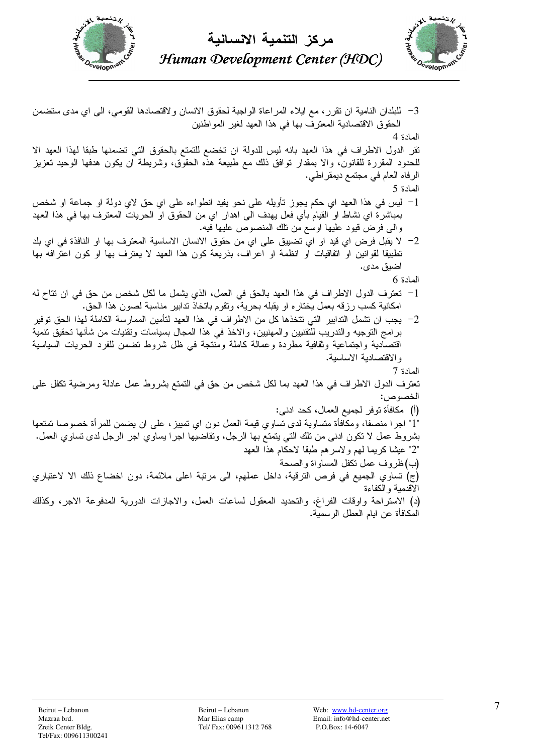3- للبلدان النامية ان تقرر، مع ايلاء المراعاة الواجبة لحقوق الانسان ولاقتصادها القومي، الى اي مدى ستضمن الحقوق الاقتصادية المعترف بها في هذا العهد لغير المواطنين

المادة 4

تقر الدول الاطراف في هذا العهد بانه ليس للدولة ان تخضع التمتع بالحقوق التي تضمنها طبقا لهذا العهد الا للحدود المقررة للقانون، والا بمقدار توافق ذلك مع طبيعة هذه الحقوق، وشريطة ان يكون هدفها الوحيد تعزيز الرفاه العام في مجتمع ديمقراطي.

المادة 5

1- ليس في هذا العهد اي حكم يجوز تأويله على نحو يفيد انطواءه على اي حق لاي دولة او جماعة او شخص بمباشرة اي نشاط او القيام بأي فعل يهدف الى اهدار اي من الحقوق او الحريات المعترف بها في هذا العهد والى فرض قيود عليها اوسع من تلك المنصوص عليها فيه.

2- لا يقبل فرض اي قيد او اي تضييق على اي من حقوق الانسان الاساسية المعترف بها او النافذة في اي بلد تطبيقا لقوانين او اتفاقيات او انظمة او اعراف، بذريعة كون هذا العهد لا يعترف بها او كون اعترافه بها اضيق مدى.

المادة 6

1- تعترف الدول الاطراف في هذا العهد بالحق في العمل، الذي يشمل ما لكل شخص من حق في ان تتاح له امكانية كسب رزقه بعمل يختاره او يقبله بحرية، وتقوم باتخاذ تدابير مناسبة لصون هذا الحق.

2- يجب ان تشمل التدابير التي تتخذها كل من الاطراف في هذا العهد لتأمين الممارسة الكاملة لهذا الحق توفير برامج التوجيه والتدريب للتقنيين والمهنيين، والاخذ في هذا المجال بسياسات وتقنيات من شأنها تحقيق تنمية اقتصادية واجتماعية وثقافية مطردة وعمالة كاملة ومنتجة في ظل شروط تضمن للفرد الحريات السياسية والاقتصادية الاساسية.

المادة 7

تعترف الدول الاطراف في هذا العهد بما لكل شخص من حق في التمتع بشروط عمل عادلة ومرضية تكفل على الخصوص:

(أ) مكافأة توفر لجميع العمال، كحد ادنى:

"1" اجرا منصفا، ومكافأة متساوية لدى تساوي قيمة العمل دون اي تمييز، على ان يضمن للمرأة خصوصا تمتعها بشروط عمل لا تكون ادنى من تلك التي يتمتع بها الرجل، وتقاضيها اجرا يساوي اجر الرجل لدى تساوي العمل.

"2" عيشا كريما لهم ولاسرهم طبقا لاحكام هذا العهد

(ب) ظروف عمل تكفل المساواة والصحة

(ج) تساوي الجميع في فرص الترقية، داخل عملهم، الى مرتبة اعلى ملائمة، دون اخضاع ذلك الا لاعتباري الاقدمية والكفاءة

(د) الاستراحة واوقات الفراغ، والتحديد المعقول لساعات العمل، والاجازات الدورية المدفوعة الاجر، وكذلك المكافأة عن ايام العطل الرسمية.